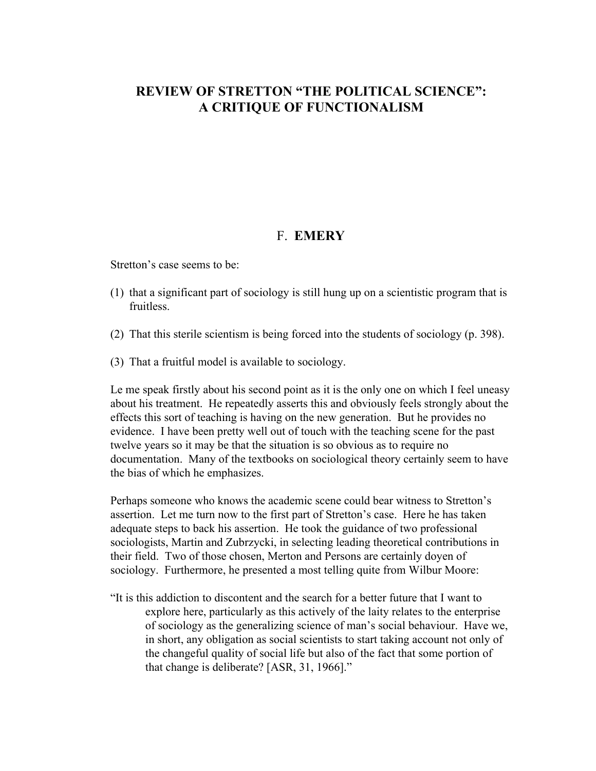# REVIEW OF STRETTON "THE POLITICAL SCIENCE": A CRITIQUE OF FUNCTIONALISM

## F. EMERY

Stretton's case seems to be:

(1) that a significant part of sociology is still hung up on a scientistic program that is fruitless.

(2) That this sterile scientism is being forced into the students of sociology (p. 398).

(3) That a fruitful model is available to sociology.

Le me speak firstly about his second point as it is the only one on which I feel uneasy about his treatment. He repeatedly asserts this and obviously feels strongly about the effects this sort of teaching is having on the new generation. But he provides no evidence. I have been pretty well out of touch with the teaching scene for the past twelve years so it may be that the situation is so obvious as to require no documentation. Many of the textbooks on sociological theory certainly seem to have the bias of which he emphasizes.

Perhaps someone who knows the academic scene could bear witness to Stretton's assertion. Let me turn now to the first part of Stretton's case. Here he has taken adequate steps to back his assertion. He took the guidance of two professional sociologists, Martin and Zubrzycki, in selecting leading theoretical contributions in their field. Two of those chosen, Merton and Persons are certainly doyen of sociology. Furthermore, he presented a most telling quite from Wilbur Moore:

"It is this addiction to discontent and the search for a better future that I want to explore here, particularly as this actively of the laity relates to the enterprise of sociology as the generalizing science of man's social behaviour. Have we, in short, any obligation as social scientists to start taking account not only of the changeful quality of social life but also of the fact that some portion of that change is deliberate? [ASR, 31, 1966]."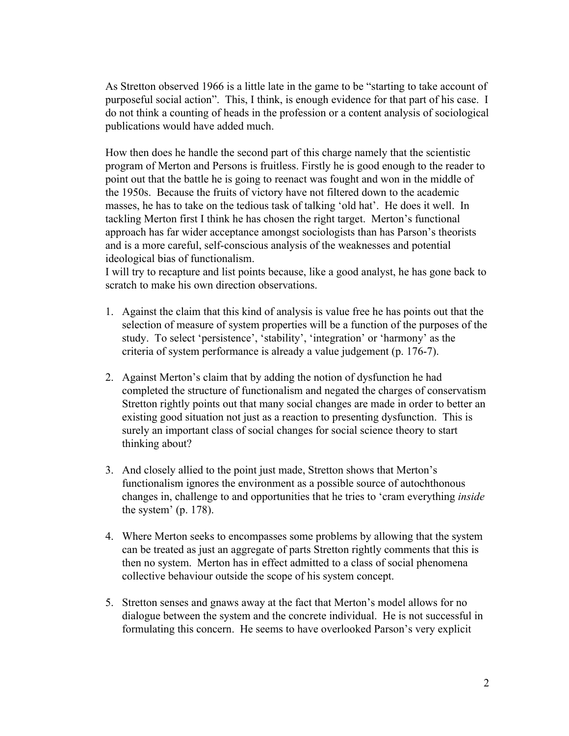As Stretton observed 1966 is a little late in the game to be "starting to take account of purposeful social action". This, I think, is enough evidence for that part of his case. I do not think a counting of heads in the profession or a content analysis of sociological publications would have added much.

How then does he handle the second part of this charge namely that the scientistic program of Merton and Persons is fruitless. Firstly he is good enough to the reader to point out that the battle he is going to reenact was fought and won in the middle of the 1950s. Because the fruits of victory have not filtered down to the academic masses, he has to take on the tedious task of talking 'old hat'. He does it well. In tackling Merton first I think he has chosen the right target. Merton's functional approach has far wider acceptance amongst sociologists than has Parson's theorists and is a more careful, self-conscious analysis of the weaknesses and potential ideological bias of functionalism.
I will try to recapture and list points because, like a good analyst, he has gone back to scratch to make his own direction observations.

1. Against the claim that this kind of analysis is value free he has points out that the selection of measure of system properties will be a function of the purposes of the study. To select 'persistence', 'stability', 'integration' or 'harmony' as the criteria of system performance is already a value judgement (p. 176-7).

2. Against Merton's claim that by adding the notion of dysfunction he had completed the structure of functionalism and negated the charges of conservatism Stretton rightly points out that many social changes are made in order to better an existing good situation not just as a reaction to presenting dysfunction. This is surely an important class of social changes for social science theory to start thinking about?

3. And closely allied to the point just made, Stretton shows that Merton's functionalism ignores the environment as a possible source of autochthonous changes in, challenge to and opportunities that he tries to 'cram everything *inside* the system' (p. 178).

4. Where Merton seeks to encompasses some problems by allowing that the system can be treated as just an aggregate of parts Stretton rightly comments that this is then no system. Merton has in effect admitted to a class of social phenomena collective behaviour outside the scope of his system concept.

5. Stretton senses and gnaws away at the fact that Merton's model allows for no dialogue between the system and the concrete individual. He is not successful in formulating this concern. He seems to have overlooked Parson's very explicit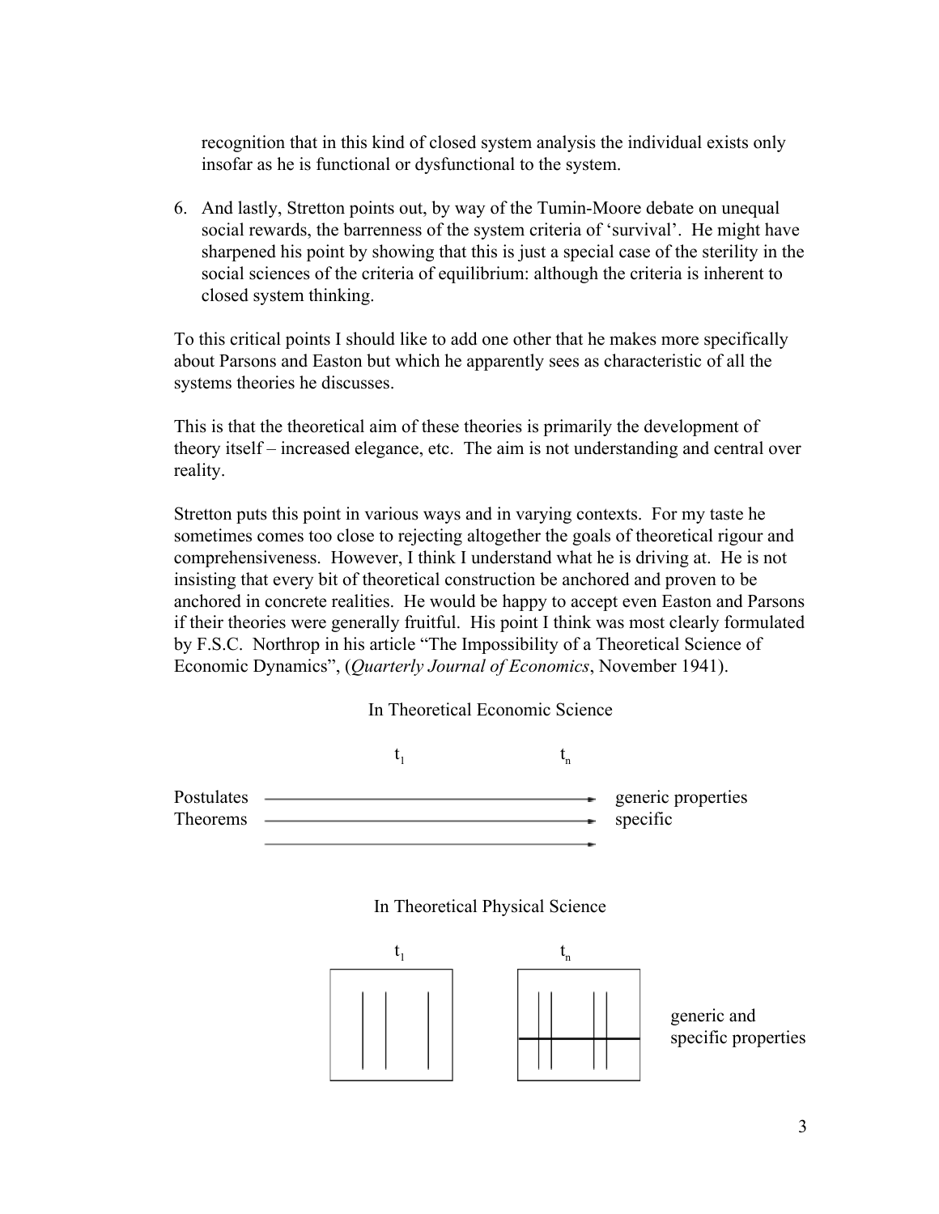recognition that in this kind of closed system analysis the individual exists only insofar as he is functional or dysfunctional to the system.

6. And lastly, Stretton points out, by way of the Tumin-Moore debate on unequal social rewards, the barrenness of the system criteria of 'survival'. He might have sharpened his point by showing that this is just a special case of the sterility in the social sciences of the criteria of equilibrium: although the criteria is inherent to closed system thinking.

To this critical points I should like to add one other that he makes more specifically about Parsons and Easton but which he apparently sees as characteristic of all the systems theories he discusses.

This is that the theoretical aim of these theories is primarily the development of theory itself – increased elegance, etc. The aim is not understanding and central over reality.

Stretton puts this point in various ways and in varying contexts. For my taste he sometimes comes too close to rejecting altogether the goals of theoretical rigour and comprehensiveness. However, I think I understand what he is driving at. He is not insisting that every bit of theoretical construction be anchored and proven to be anchored in concrete realities. He would be happy to accept even Easton and Parsons if their theories were generally fruitful. His point I think was most clearly formulated by F.S.C. Northrop in his article "The Impossibility of a Theoretical Science of Economic Dynamics", (*Quarterly Journal of Economics*, November 1941).

In Theoretical Economic Science

$t_1$ $t_n$

Postulates ⟶ generic properties

Theorems ⟶ specific

In Theoretical Physical Science

$t_1$ $t_n$

generic and specific properties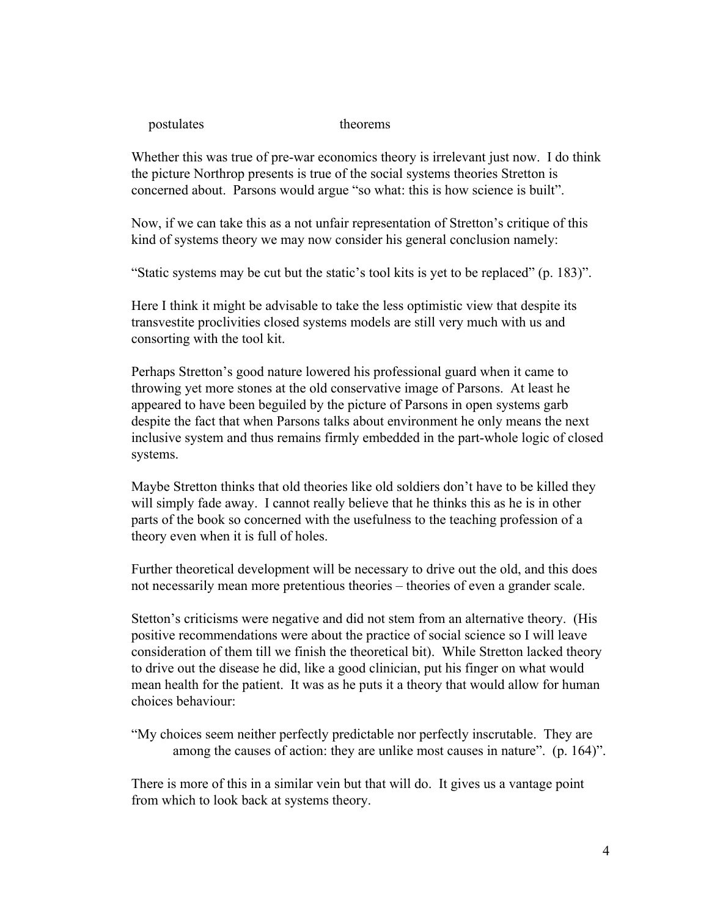postulates                theorems

Whether this was true of pre-war economics theory is irrelevant just now. I do think the picture Northrop presents is true of the social systems theories Stretton is concerned about. Parsons would argue "so what: this is how science is built".

Now, if we can take this as a not unfair representation of Stretton's critique of this kind of systems theory we may now consider his general conclusion namely:

"Static systems may be cut but the static's tool kits is yet to be replaced" (p. 183)".

Here I think it might be advisable to take the less optimistic view that despite its transvestite proclivities closed systems models are still very much with us and consorting with the tool kit.

Perhaps Stretton's good nature lowered his professional guard when it came to throwing yet more stones at the old conservative image of Parsons. At least he appeared to have been beguiled by the picture of Parsons in open systems garb despite the fact that when Parsons talks about environment he only means the next inclusive system and thus remains firmly embedded in the part-whole logic of closed systems.

Maybe Stretton thinks that old theories like old soldiers don't have to be killed they will simply fade away. I cannot really believe that he thinks this as he is in other parts of the book so concerned with the usefulness to the teaching profession of a theory even when it is full of holes.

Further theoretical development will be necessary to drive out the old, and this does not necessarily mean more pretentious theories – theories of even a grander scale.

Stetton's criticisms were negative and did not stem from an alternative theory. (His positive recommendations were about the practice of social science so I will leave consideration of them till we finish the theoretical bit). While Stretton lacked theory to drive out the disease he did, like a good clinician, put his finger on what would mean health for the patient. It was as he puts it a theory that would allow for human choices behaviour:

"My choices seem neither perfectly predictable nor perfectly inscrutable. They are among the causes of action: they are unlike most causes in nature". (p. 164)".

There is more of this in a similar vein but that will do. It gives us a vantage point from which to look back at systems theory.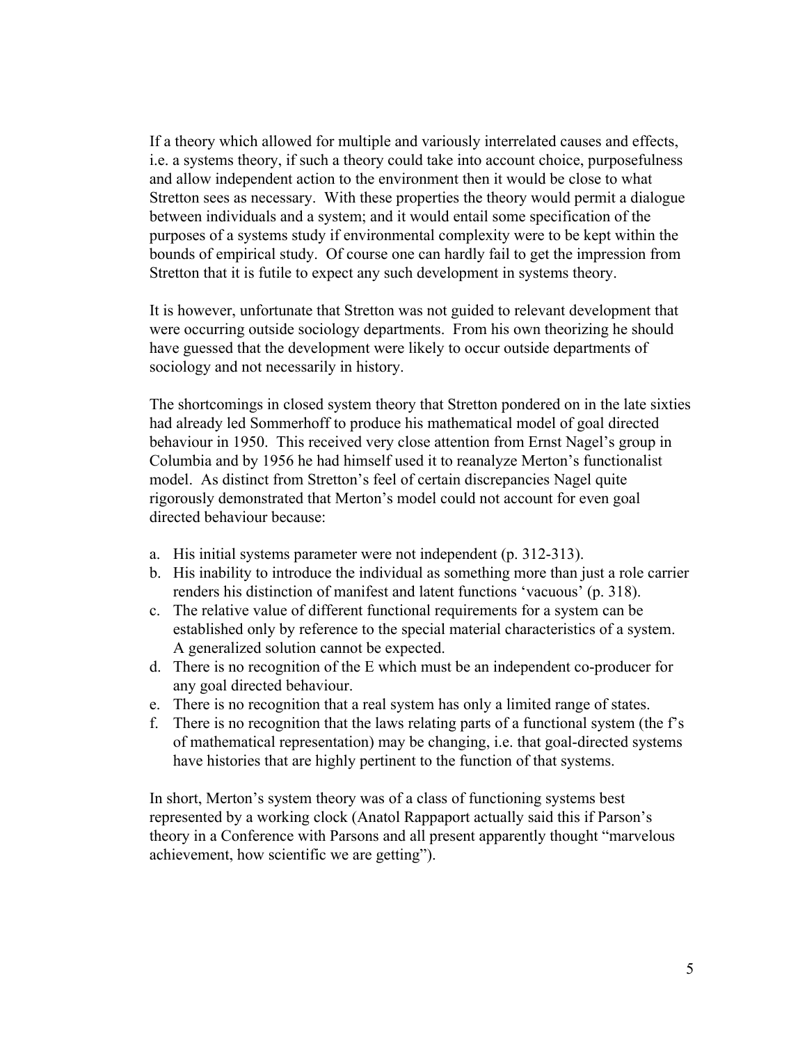If a theory which allowed for multiple and variously interrelated causes and effects, i.e. a systems theory, if such a theory could take into account choice, purposefulness and allow independent action to the environment then it would be close to what Stretton sees as necessary. With these properties the theory would permit a dialogue between individuals and a system; and it would entail some specification of the purposes of a systems study if environmental complexity were to be kept within the bounds of empirical study. Of course one can hardly fail to get the impression from Stretton that it is futile to expect any such development in systems theory.

It is however, unfortunate that Stretton was not guided to relevant development that were occurring outside sociology departments. From his own theorizing he should have guessed that the development were likely to occur outside departments of sociology and not necessarily in history.

The shortcomings in closed system theory that Stretton pondered on in the late sixties had already led Sommerhoff to produce his mathematical model of goal directed behaviour in 1950. This received very close attention from Ernst Nagel's group in Columbia and by 1956 he had himself used it to reanalyze Merton's functionalist model. As distinct from Stretton's feel of certain discrepancies Nagel quite rigorously demonstrated that Merton's model could not account for even goal directed behaviour because:

a. His initial systems parameter were not independent (p. 312-313).
b. His inability to introduce the individual as something more than just a role carrier renders his distinction of manifest and latent functions 'vacuous' (p. 318).
c. The relative value of different functional requirements for a system can be established only by reference to the special material characteristics of a system. A generalized solution cannot be expected.
d. There is no recognition of the E which must be an independent co-producer for any goal directed behaviour.
e. There is no recognition that a real system has only a limited range of states.
f. There is no recognition that the laws relating parts of a functional system (the f's of mathematical representation) may be changing, i.e. that goal-directed systems have histories that are highly pertinent to the function of that systems.

In short, Merton's system theory was of a class of functioning systems best represented by a working clock (Anatol Rappaport actually said this if Parson's theory in a Conference with Parsons and all present apparently thought "marvelous achievement, how scientific we are getting").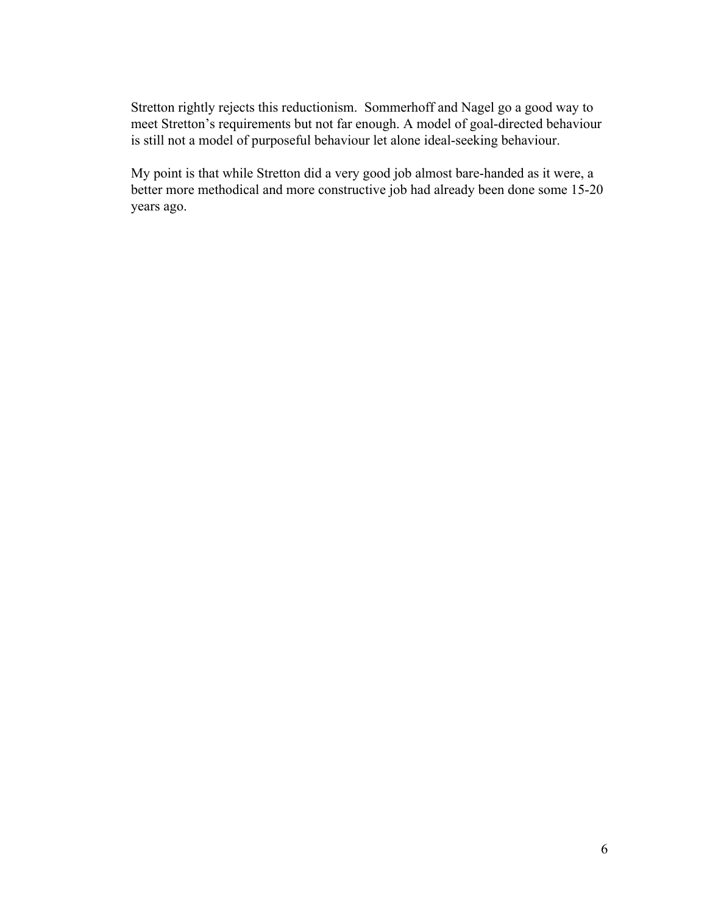Stretton rightly rejects this reductionism. Sommerhoff and Nagel go a good way to meet Stretton's requirements but not far enough. A model of goal-directed behaviour is still not a model of purposeful behaviour let alone ideal-seeking behaviour.

My point is that while Stretton did a very good job almost bare-handed as it were, a better more methodical and more constructive job had already been done some 15-20 years ago.